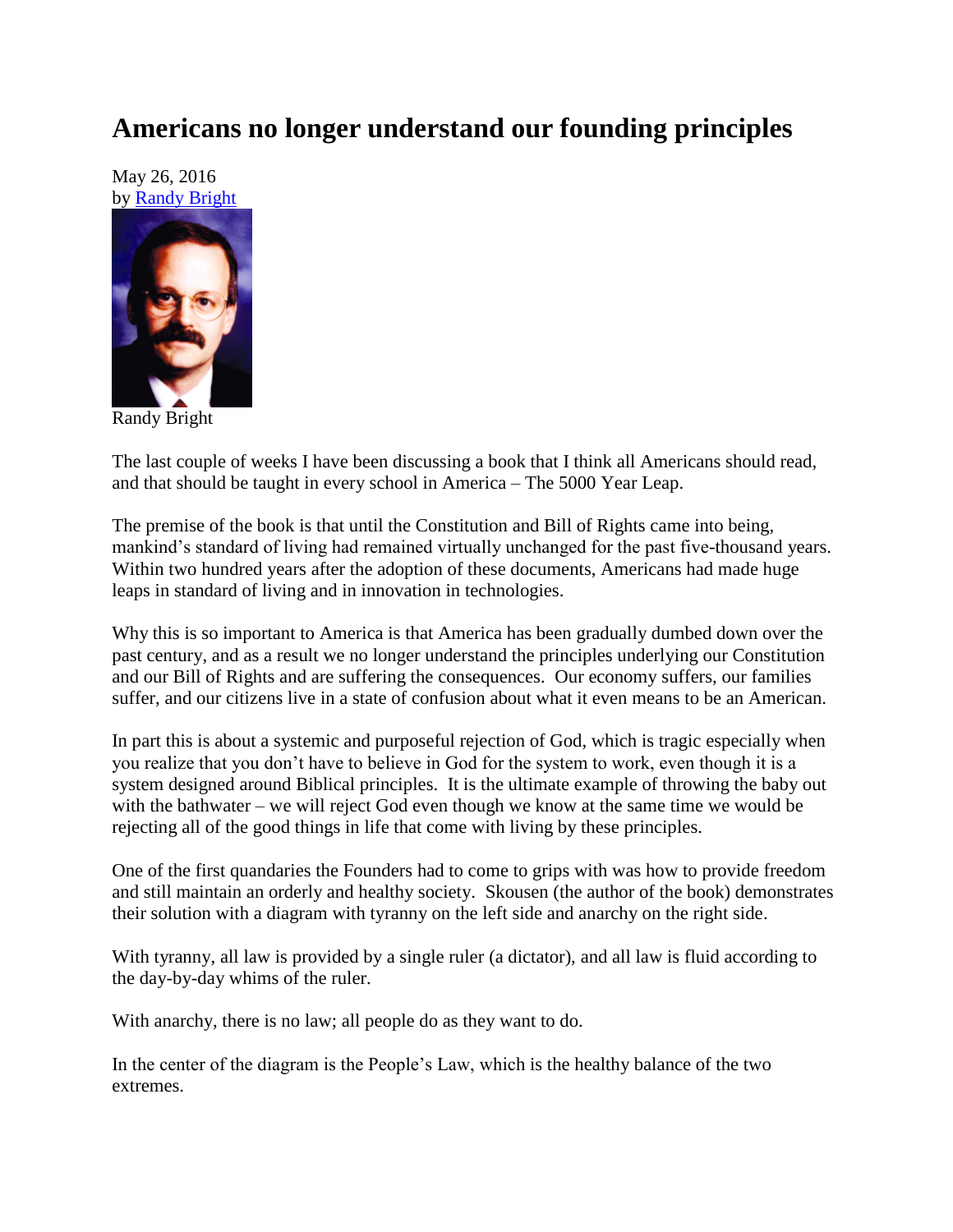# Americans no longer understand our founding principles

May 26, 2016
by [Randy Bright]

Randy Bright

The last couple of weeks I have been discussing a book that I think all Americans should read, and that should be taught in every school in America – The 5000 Year Leap.

The premise of the book is that until the Constitution and Bill of Rights came into being, mankind's standard of living had remained virtually unchanged for the past five-thousand years. Within two hundred years after the adoption of these documents, Americans had made huge leaps in standard of living and in innovation in technologies.

Why this is so important to America is that America has been gradually dumbed down over the past century, and as a result we no longer understand the principles underlying our Constitution and our Bill of Rights and are suffering the consequences. Our economy suffers, our families suffer, and our citizens live in a state of confusion about what it even means to be an American.

In part this is about a systemic and purposeful rejection of God, which is tragic especially when you realize that you don't have to believe in God for the system to work, even though it is a system designed around Biblical principles. It is the ultimate example of throwing the baby out with the bathwater – we will reject God even though we know at the same time we would be rejecting all of the good things in life that come with living by these principles.

One of the first quandaries the Founders had to come to grips with was how to provide freedom and still maintain an orderly and healthy society. Skousen (the author of the book) demonstrates their solution with a diagram with tyranny on the left side and anarchy on the right side.

With tyranny, all law is provided by a single ruler (a dictator), and all law is fluid according to the day-by-day whims of the ruler.

With anarchy, there is no law; all people do as they want to do.

In the center of the diagram is the People's Law, which is the healthy balance of the two extremes.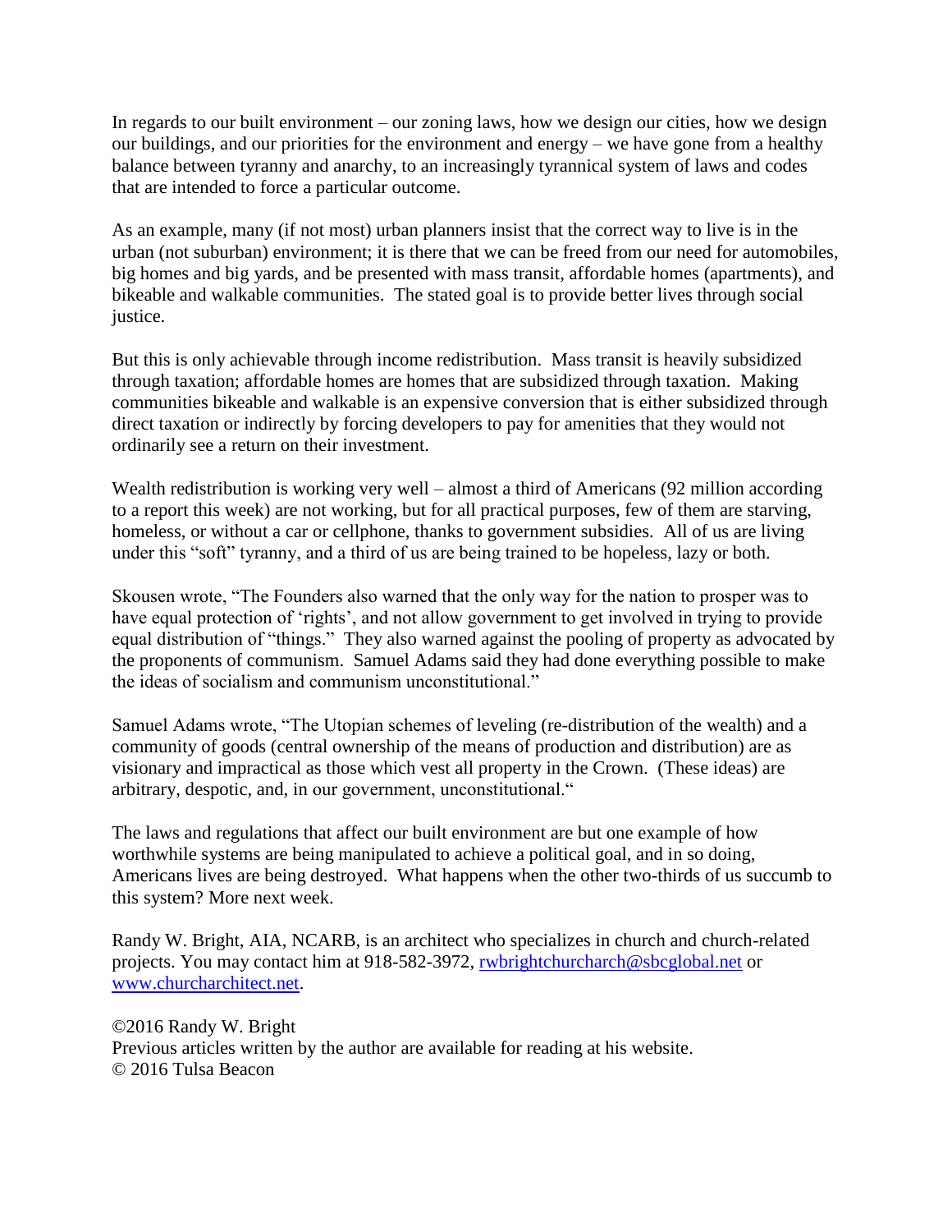In regards to our built environment – our zoning laws, how we design our cities, how we design our buildings, and our priorities for the environment and energy – we have gone from a healthy balance between tyranny and anarchy, to an increasingly tyrannical system of laws and codes that are intended to force a particular outcome.

As an example, many (if not most) urban planners insist that the correct way to live is in the urban (not suburban) environment; it is there that we can be freed from our need for automobiles, big homes and big yards, and be presented with mass transit, affordable homes (apartments), and bikeable and walkable communities. The stated goal is to provide better lives through social justice.

But this is only achievable through income redistribution. Mass transit is heavily subsidized through taxation; affordable homes are homes that are subsidized through taxation. Making communities bikeable and walkable is an expensive conversion that is either subsidized through direct taxation or indirectly by forcing developers to pay for amenities that they would not ordinarily see a return on their investment.

Wealth redistribution is working very well – almost a third of Americans (92 million according to a report this week) are not working, but for all practical purposes, few of them are starving, homeless, or without a car or cellphone, thanks to government subsidies. All of us are living under this "soft" tyranny, and a third of us are being trained to be hopeless, lazy or both.

Skousen wrote, "The Founders also warned that the only way for the nation to prosper was to have equal protection of 'rights', and not allow government to get involved in trying to provide equal distribution of "things." They also warned against the pooling of property as advocated by the proponents of communism. Samuel Adams said they had done everything possible to make the ideas of socialism and communism unconstitutional."

Samuel Adams wrote, "The Utopian schemes of leveling (re-distribution of the wealth) and a community of goods (central ownership of the means of production and distribution) are as visionary and impractical as those which vest all property in the Crown. (These ideas) are arbitrary, despotic, and, in our government, unconstitutional."

The laws and regulations that affect our built environment are but one example of how worthwhile systems are being manipulated to achieve a political goal, and in so doing, Americans lives are being destroyed. What happens when the other two-thirds of us succumb to this system? More next week.

Randy W. Bright, AIA, NCARB, is an architect who specializes in church and church-related projects. You may contact him at 918-582-3972, [rwbrightchurcharch@sbcglobal.net](mailto:rwbrightchurcharch@sbcglobal.net) or [www.churcharchitect.net](http://www.churcharchitect.net).

©2016 Randy W. Bright
Previous articles written by the author are available for reading at his website.
© 2016 Tulsa Beacon